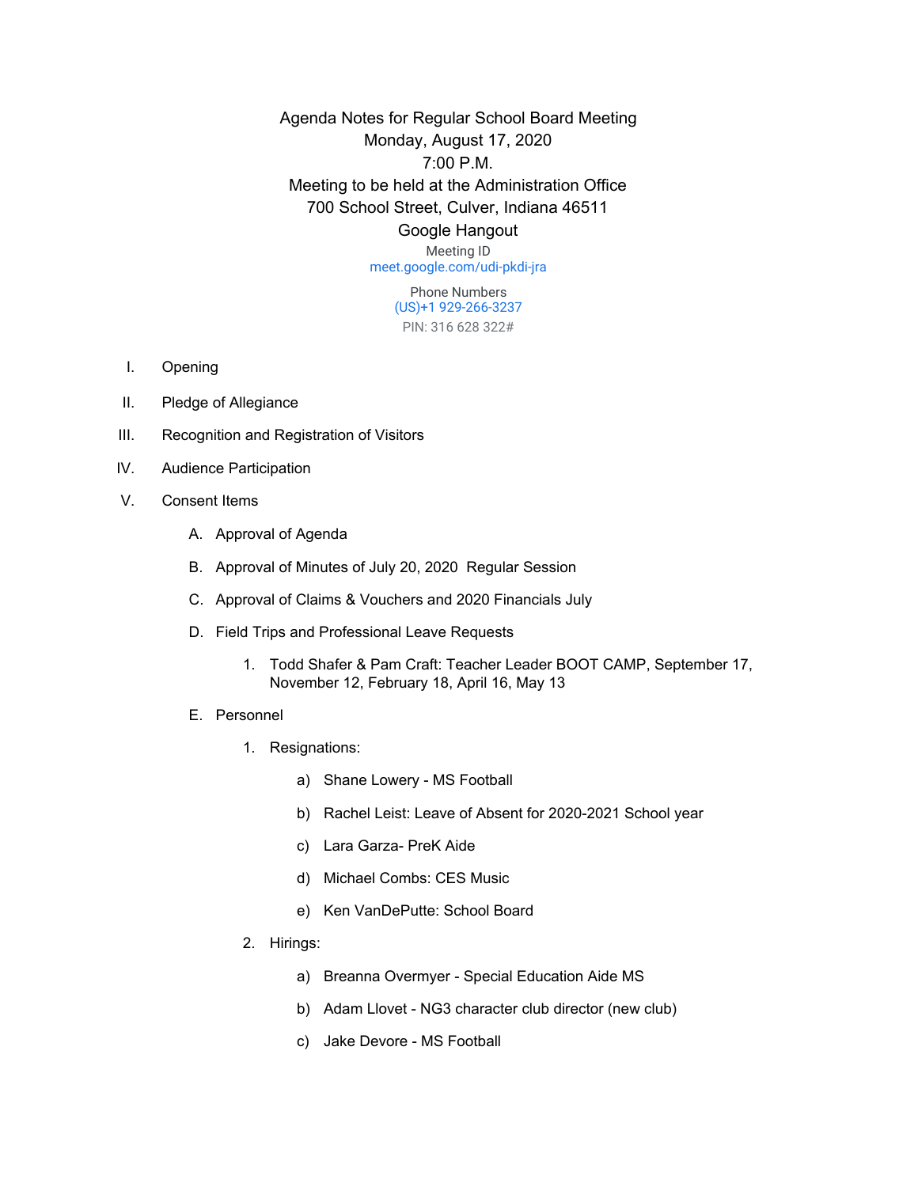# Agenda Notes for Regular School Board Meeting

Monday, August 17, 2020

7:00 P.M.

Meeting to be held at the Administration Office

700 School Street, Culver, Indiana 46511

Google Hangout

Meeting ID

meet.google.com/udi-pkdi-jra

Phone Numbers

(US)+1 929-266-3237

PIN: 316 628 322#

I. Opening

II. Pledge of Allegiance

III. Recognition and Registration of Visitors

IV. Audience Participation

V. Consent Items

   A. Approval of Agenda

   B. Approval of Minutes of July 20, 2020 Regular Session

   C. Approval of Claims & Vouchers and 2020 Financials July

   D. Field Trips and Professional Leave Requests

      1. Todd Shafer & Pam Craft: Teacher Leader BOOT CAMP, September 17, November 12, February 18, April 16, May 13

   E. Personnel

      1. Resignations:

         a) Shane Lowery - MS Football

         b) Rachel Leist: Leave of Absent for 2020-2021 School year

         c) Lara Garza- PreK Aide

         d) Michael Combs: CES Music

         e) Ken VanDePutte: School Board

      2. Hirings:

         a) Breanna Overmyer - Special Education Aide MS

         b) Adam Llovet - NG3 character club director (new club)

         c) Jake Devore - MS Football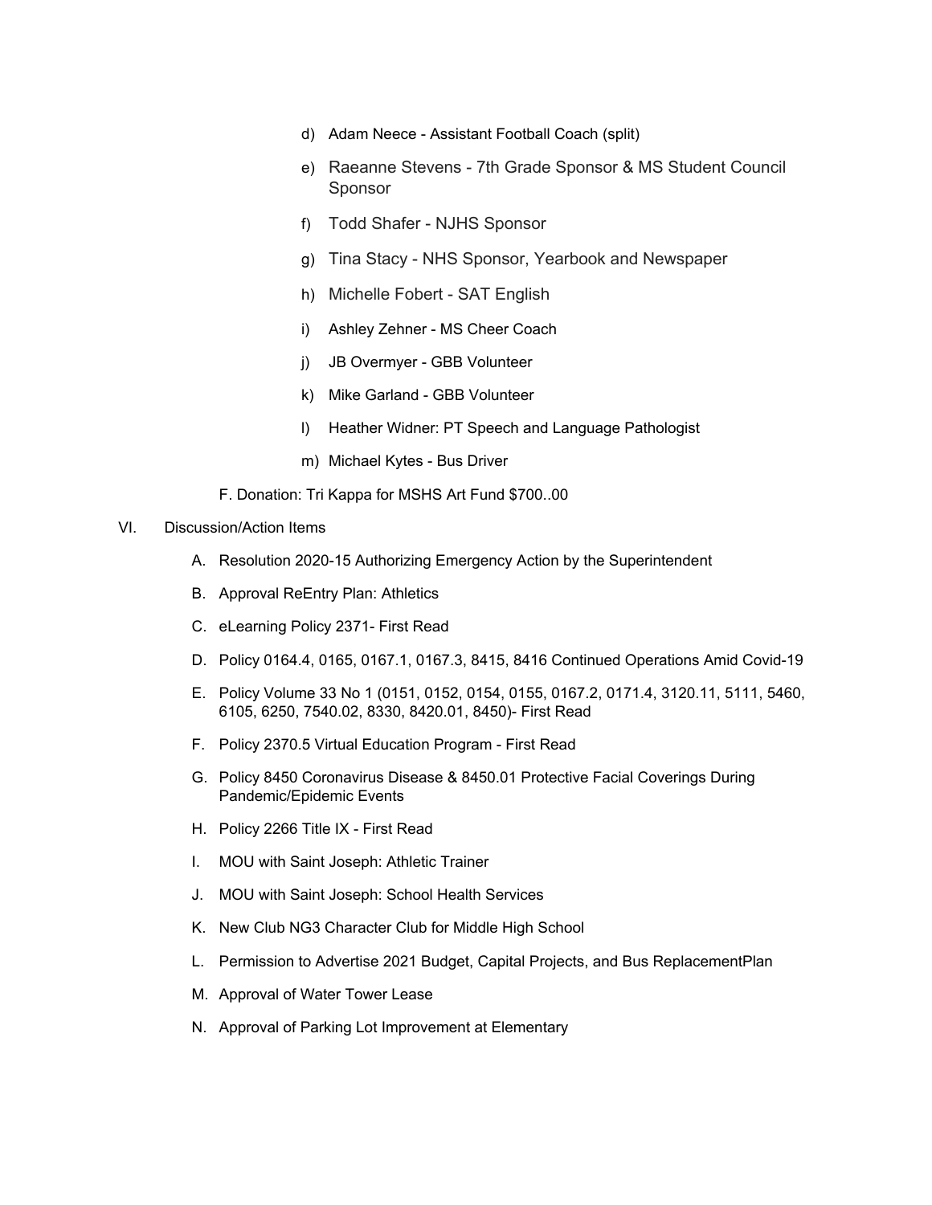d) Adam Neece - Assistant Football Coach (split)

e) Raeanne Stevens - 7th Grade Sponsor & MS Student Council Sponsor

f) Todd Shafer - NJHS Sponsor

g) Tina Stacy - NHS Sponsor, Yearbook and Newspaper

h) Michelle Fobert - SAT English

i) Ashley Zehner - MS Cheer Coach

j) JB Overmyer - GBB Volunteer

k) Mike Garland - GBB Volunteer

l) Heather Widner: PT Speech and Language Pathologist

m) Michael Kytes - Bus Driver

F. Donation: Tri Kappa for MSHS Art Fund $700..00

VI. Discussion/Action Items

A. Resolution 2020-15 Authorizing Emergency Action by the Superintendent

B. Approval ReEntry Plan: Athletics

C. eLearning Policy 2371- First Read

D. Policy 0164.4, 0165, 0167.1, 0167.3, 8415, 8416 Continued Operations Amid Covid-19

E. Policy Volume 33 No 1 (0151, 0152, 0154, 0155, 0167.2, 0171.4, 3120.11, 5111, 5460, 6105, 6250, 7540.02, 8330, 8420.01, 8450)- First Read

F. Policy 2370.5 Virtual Education Program - First Read

G. Policy 8450 Coronavirus Disease & 8450.01 Protective Facial Coverings During Pandemic/Epidemic Events

H. Policy 2266 Title IX - First Read

I. MOU with Saint Joseph: Athletic Trainer

J. MOU with Saint Joseph: School Health Services

K. New Club NG3 Character Club for Middle High School

L. Permission to Advertise 2021 Budget, Capital Projects, and Bus ReplacementPlan

M. Approval of Water Tower Lease

N. Approval of Parking Lot Improvement at Elementary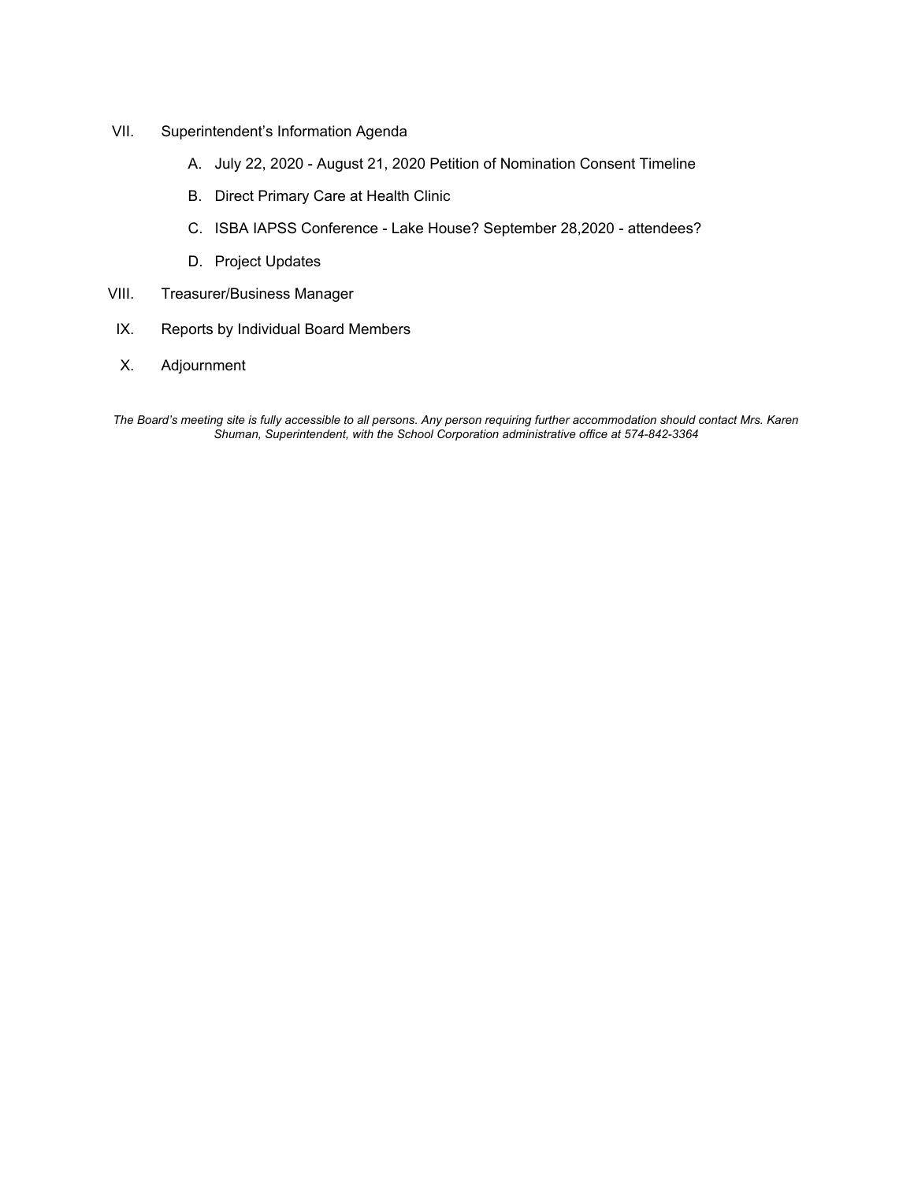VII. Superintendent's Information Agenda

   A. July 22, 2020 - August 21, 2020 Petition of Nomination Consent Timeline

   B. Direct Primary Care at Health Clinic

   C. ISBA IAPSS Conference - Lake House? September 28,2020 - attendees?

   D. Project Updates

VIII. Treasurer/Business Manager

IX. Reports by Individual Board Members

X. Adjournment

*The Board's meeting site is fully accessible to all persons. Any person requiring further accommodation should contact Mrs. Karen Shuman, Superintendent, with the School Corporation administrative office at 574-842-3364*